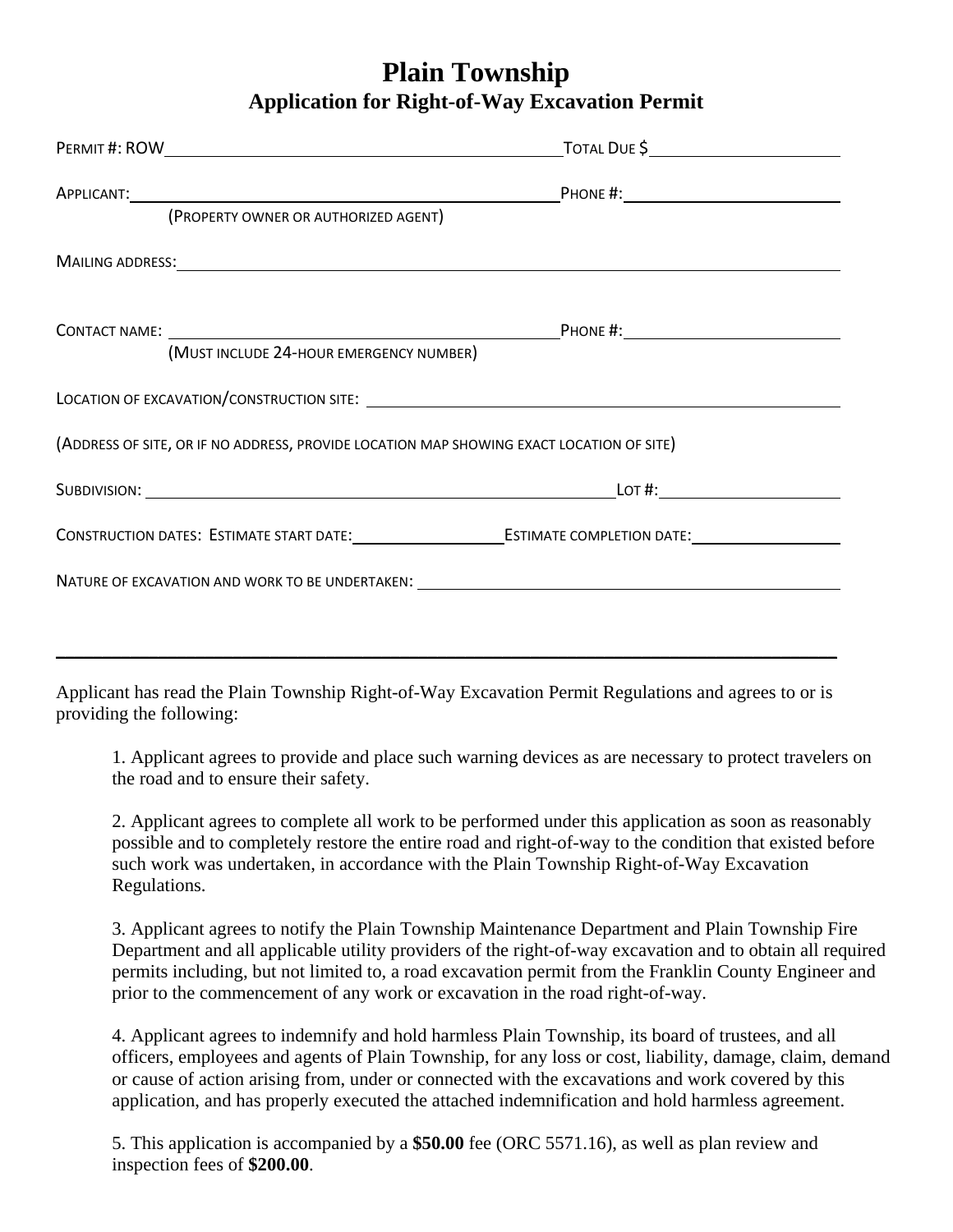# Plain Township

## Application for Right-of-Way Excavation Permit

PERMIT #: ROW\_\_\_\_\_\_\_\_\_\_\_\_\_\_\_\_\_\_\_\_\_\_\_\_\_\_\_\_\_\_\_\_\_\_\_\_ TOTAL DUE $\_\_\_\_\_\_\_\_\_\_\_\_\_\_\_\_\_\_

APPLICANT:\_\_\_\_\_\_\_\_\_\_\_\_\_\_\_\_\_\_\_\_\_\_\_\_\_\_\_\_\_\_\_\_\_\_\_\_\_\_\_\_ PHONE #:\_\_\_\_\_\_\_\_\_\_\_\_\_\_\_\_\_\_\_\_
(PROPERTY OWNER OR AUTHORIZED AGENT)

MAILING ADDRESS:\_\_\_\_\_\_\_\_\_\_\_\_\_\_\_\_\_\_\_\_\_\_\_\_\_\_\_\_\_\_\_\_\_\_\_\_\_\_\_\_\_\_\_\_\_\_\_\_\_\_\_\_\_\_\_\_\_\_\_\_\_\_

CONTACT NAME: \_\_\_\_\_\_\_\_\_\_\_\_\_\_\_\_\_\_\_\_\_\_\_\_\_\_\_\_\_\_\_\_\_\_\_\_\_\_ PHONE #:\_\_\_\_\_\_\_\_\_\_\_\_\_\_\_\_\_\_\_\_
(MUST INCLUDE 24-HOUR EMERGENCY NUMBER)

LOCATION OF EXCAVATION/CONSTRUCTION SITE: \_\_\_\_\_\_\_\_\_\_\_\_\_\_\_\_\_\_\_\_\_\_\_\_\_\_\_\_\_\_\_\_\_\_\_\_\_\_\_\_\_\_\_\_

(ADDRESS OF SITE, OR IF NO ADDRESS, PROVIDE LOCATION MAP SHOWING EXACT LOCATION OF SITE)

SUBDIVISION: \_\_\_\_\_\_\_\_\_\_\_\_\_\_\_\_\_\_\_\_\_\_\_\_\_\_\_\_\_\_\_\_\_\_\_\_\_\_\_\_\_\_\_\_\_\_\_\_ LOT #:\_\_\_\_\_\_\_\_\_\_\_\_\_\_\_\_\_\_

CONSTRUCTION DATES: ESTIMATE START DATE:\_\_\_\_\_\_\_\_\_\_\_\_\_\_\_ ESTIMATE COMPLETION DATE:\_\_\_\_\_\_\_\_\_\_\_\_\_\_\_

NATURE OF EXCAVATION AND WORK TO BE UNDERTAKEN: \_\_\_\_\_\_\_\_\_\_\_\_\_\_\_\_\_\_\_\_\_\_\_\_\_\_\_\_\_\_\_\_\_\_\_\_\_\_\_\_

\_\_\_\_\_\_\_\_\_\_\_\_\_\_\_\_\_\_\_\_\_\_\_\_\_\_\_\_\_\_\_\_\_\_\_\_\_\_\_\_\_\_\_\_\_\_\_\_\_\_\_\_\_\_\_\_\_\_\_\_\_\_\_\_\_\_\_\_\_\_\_\_\_\_\_\_\_\_

Applicant has read the Plain Township Right-of-Way Excavation Permit Regulations and agrees to or is providing the following:

1. Applicant agrees to provide and place such warning devices as are necessary to protect travelers on the road and to ensure their safety.

2. Applicant agrees to complete all work to be performed under this application as soon as reasonably possible and to completely restore the entire road and right-of-way to the condition that existed before such work was undertaken, in accordance with the Plain Township Right-of-Way Excavation Regulations.

3. Applicant agrees to notify the Plain Township Maintenance Department and Plain Township Fire Department and all applicable utility providers of the right-of-way excavation and to obtain all required permits including, but not limited to, a road excavation permit from the Franklin County Engineer and prior to the commencement of any work or excavation in the road right-of-way.

4. Applicant agrees to indemnify and hold harmless Plain Township, its board of trustees, and all officers, employees and agents of Plain Township, for any loss or cost, liability, damage, claim, demand or cause of action arising from, under or connected with the excavations and work covered by this application, and has properly executed the attached indemnification and hold harmless agreement.

5. This application is accompanied by a **$50.00** fee (ORC 5571.16), as well as plan review and inspection fees of **$200.00**.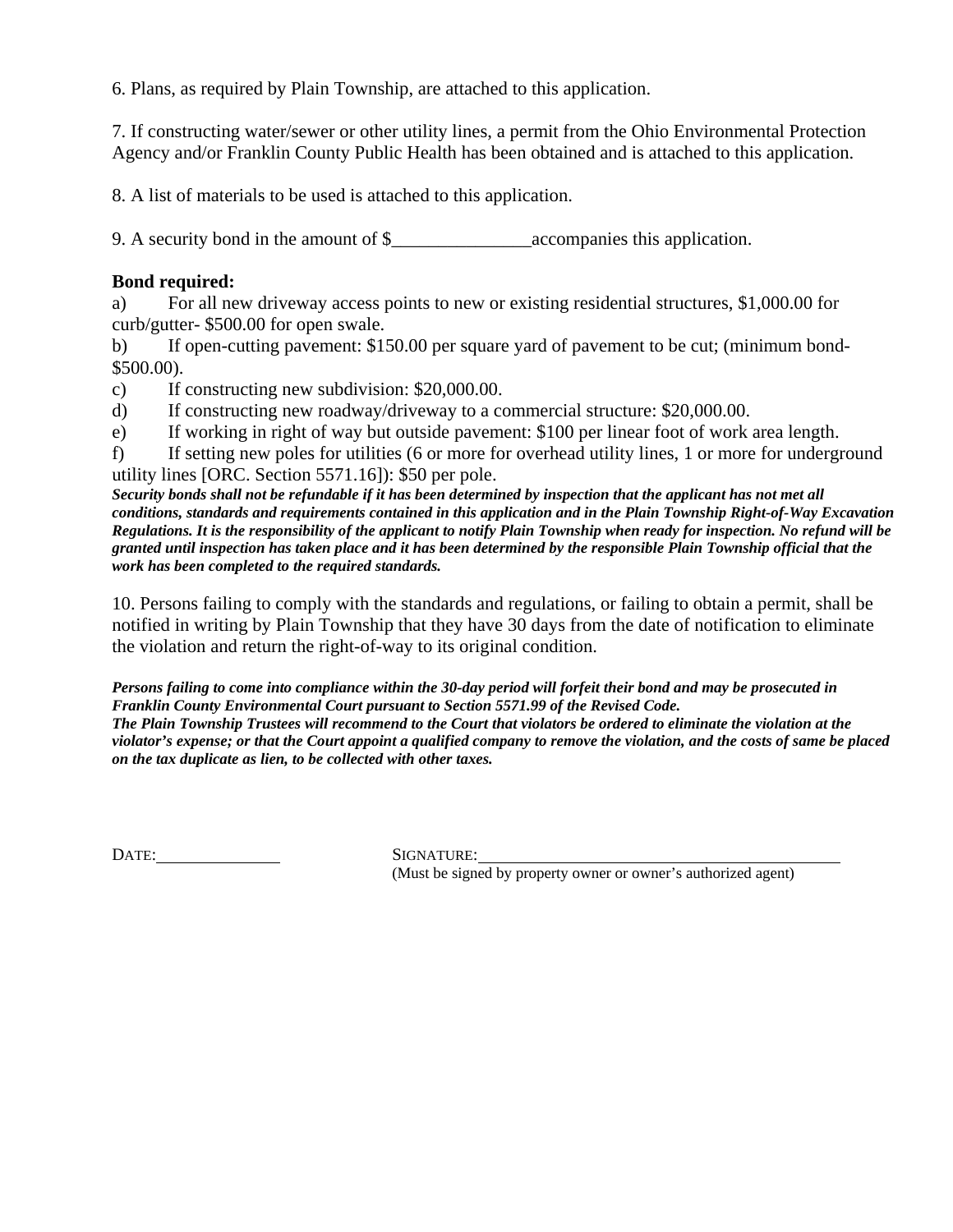6. Plans, as required by Plain Township, are attached to this application.

7. If constructing water/sewer or other utility lines, a permit from the Ohio Environmental Protection Agency and/or Franklin County Public Health has been obtained and is attached to this application.

8. A list of materials to be used is attached to this application.

9. A security bond in the amount of $_______________accompanies this application.

**Bond required:**

a) For all new driveway access points to new or existing residential structures, $1,000.00 for curb/gutter- $500.00 for open swale.

b) If open-cutting pavement: $150.00 per square yard of pavement to be cut; (minimum bond- $500.00).

c) If constructing new subdivision: $20,000.00.

d) If constructing new roadway/driveway to a commercial structure: $20,000.00.

e) If working in right of way but outside pavement: $100 per linear foot of work area length.

f) If setting new poles for utilities (6 or more for overhead utility lines, 1 or more for underground utility lines [ORC. Section 5571.16]): $50 per pole.

***Security bonds shall not be refundable if it has been determined by inspection that the applicant has not met all conditions, standards and requirements contained in this application and in the Plain Township Right-of-Way Excavation Regulations. It is the responsibility of the applicant to notify Plain Township when ready for inspection. No refund will be granted until inspection has taken place and it has been determined by the responsible Plain Township official that the work has been completed to the required standards.***

10. Persons failing to comply with the standards and regulations, or failing to obtain a permit, shall be notified in writing by Plain Township that they have 30 days from the date of notification to eliminate the violation and return the right-of-way to its original condition.

***Persons failing to come into compliance within the 30-day period will forfeit their bond and may be prosecuted in Franklin County Environmental Court pursuant to Section 5571.99 of the Revised Code.***
***The Plain Township Trustees will recommend to the Court that violators be ordered to eliminate the violation at the violator's expense; or that the Court appoint a qualified company to remove the violation, and the costs of same be placed on the tax duplicate as lien, to be collected with other taxes.***

DATE:_______________ SIGNATURE:_____________________________________________
(Must be signed by property owner or owner's authorized agent)